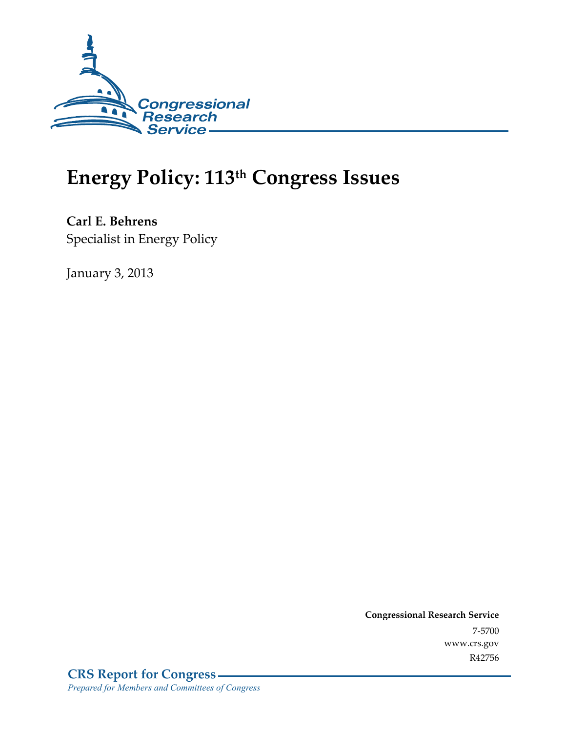Congressional Research Service

# Energy Policy: 113th Congress Issues

**Carl E. Behrens**
Specialist in Energy Policy

January 3, 2013

**Congressional Research Service**
7-5700
www.crs.gov
R42756

**CRS Report for Congress**
*Prepared for Members and Committees of Congress*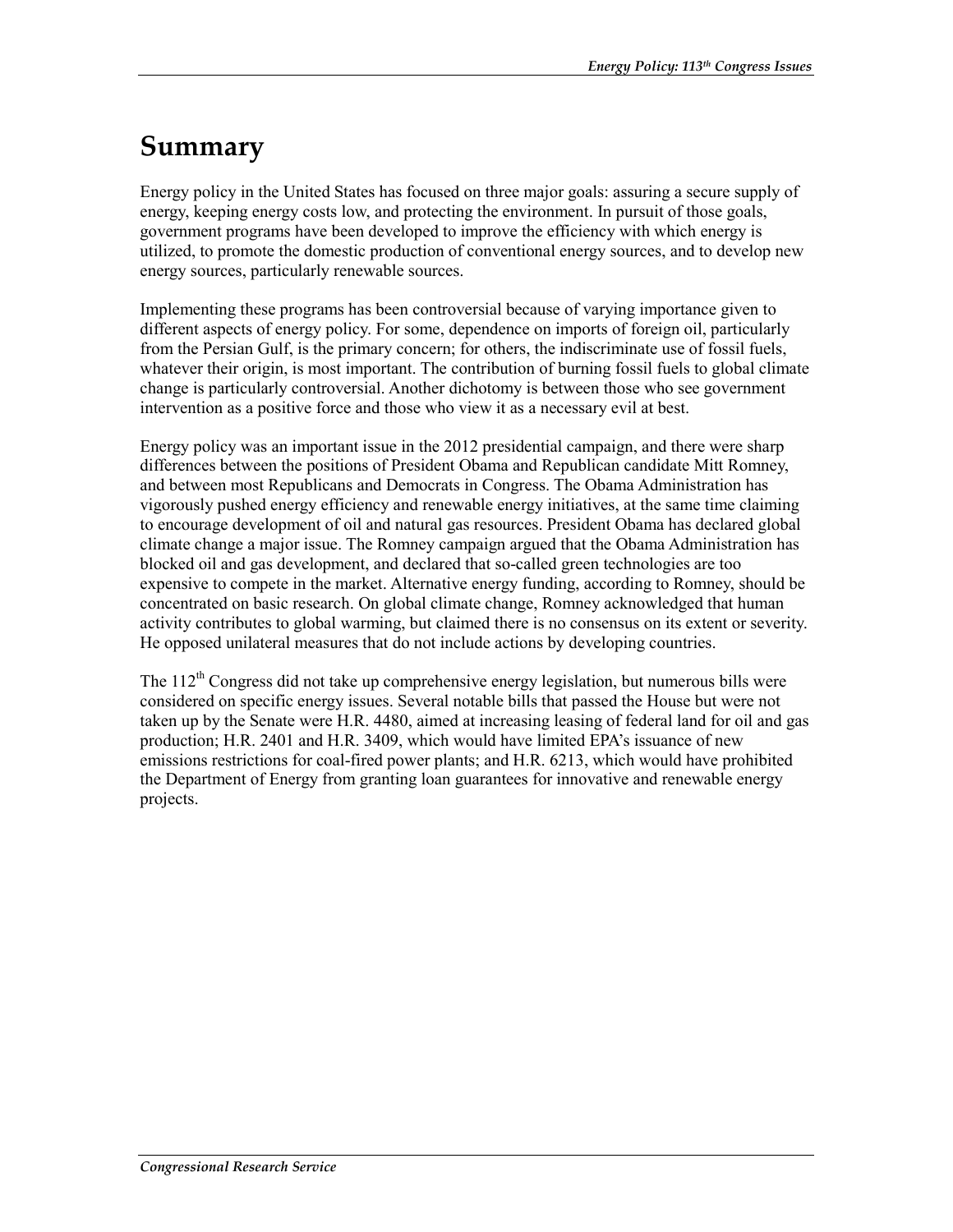# Summary

Energy policy in the United States has focused on three major goals: assuring a secure supply of energy, keeping energy costs low, and protecting the environment. In pursuit of those goals, government programs have been developed to improve the efficiency with which energy is utilized, to promote the domestic production of conventional energy sources, and to develop new energy sources, particularly renewable sources.

Implementing these programs has been controversial because of varying importance given to different aspects of energy policy. For some, dependence on imports of foreign oil, particularly from the Persian Gulf, is the primary concern; for others, the indiscriminate use of fossil fuels, whatever their origin, is most important. The contribution of burning fossil fuels to global climate change is particularly controversial. Another dichotomy is between those who see government intervention as a positive force and those who view it as a necessary evil at best.

Energy policy was an important issue in the 2012 presidential campaign, and there were sharp differences between the positions of President Obama and Republican candidate Mitt Romney, and between most Republicans and Democrats in Congress. The Obama Administration has vigorously pushed energy efficiency and renewable energy initiatives, at the same time claiming to encourage development of oil and natural gas resources. President Obama has declared global climate change a major issue. The Romney campaign argued that the Obama Administration has blocked oil and gas development, and declared that so-called green technologies are too expensive to compete in the market. Alternative energy funding, according to Romney, should be concentrated on basic research. On global climate change, Romney acknowledged that human activity contributes to global warming, but claimed there is no consensus on its extent or severity. He opposed unilateral measures that do not include actions by developing countries.

The 112th Congress did not take up comprehensive energy legislation, but numerous bills were considered on specific energy issues. Several notable bills that passed the House but were not taken up by the Senate were H.R. 4480, aimed at increasing leasing of federal land for oil and gas production; H.R. 2401 and H.R. 3409, which would have limited EPA's issuance of new emissions restrictions for coal-fired power plants; and H.R. 6213, which would have prohibited the Department of Energy from granting loan guarantees for innovative and renewable energy projects.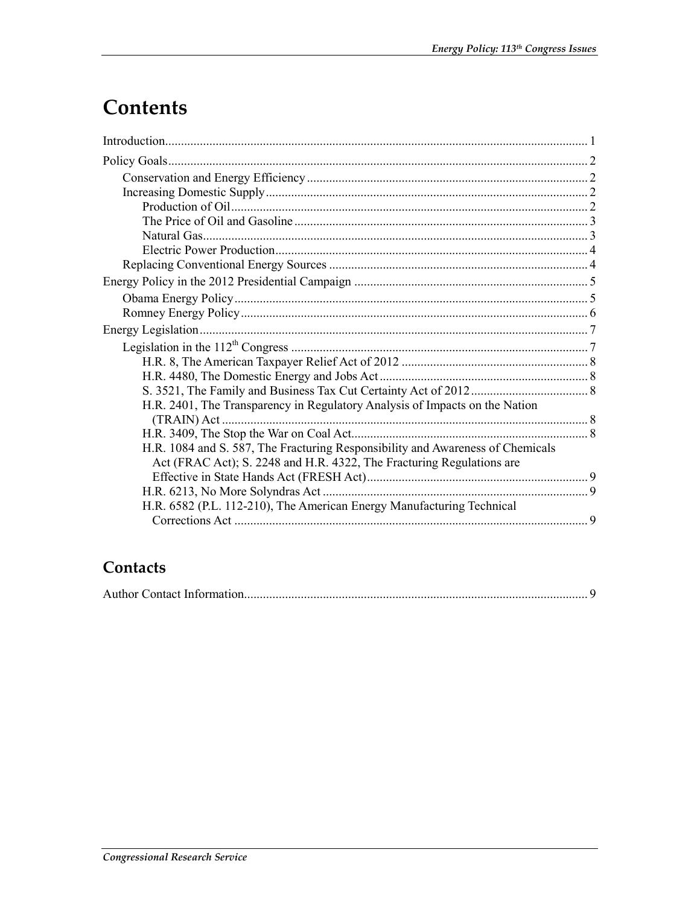# Contents

Introduction..................................................................................................................................... 1

Policy Goals.................................................................................................................................... 2

- Conservation and Energy Efficiency........................................................................................ 2
- Increasing Domestic Supply..................................................................................................... 2
    - Production of Oil................................................................................................................ 2
    - The Price of Oil and Gasoline............................................................................................ 3
    - Natural Gas......................................................................................................................... 3
    - Electric Power Production.................................................................................................. 4
- Replacing Conventional Energy Sources ................................................................................. 4

Energy Policy in the 2012 Presidential Campaign ......................................................................... 5

- Obama Energy Policy............................................................................................................... 5
- Romney Energy Policy............................................................................................................. 6

Energy Legislation.......................................................................................................................... 7

- Legislation in the 112th Congress ............................................................................................. 7
    - H.R. 8, The American Taxpayer Relief Act of 2012 ........................................................... 8
    - H.R. 4480, The Domestic Energy and Jobs Act.................................................................. 8
    - S. 3521, The Family and Business Tax Cut Certainty Act of 2012..................................... 8
    - H.R. 2401, The Transparency in Regulatory Analysis of Impacts on the Nation (TRAIN) Act .................................................................................................................... 8
    - H.R. 3409, The Stop the War on Coal Act.......................................................................... 8
    - H.R. 1084 and S. 587, The Fracturing Responsibility and Awareness of Chemicals Act (FRAC Act); S. 2248 and H.R. 4322, The Fracturing Regulations are Effective in State Hands Act (FRESH Act)..................................................................... 9
    - H.R. 6213, No More Solyndras Act ................................................................................... 9
    - H.R. 6582 (P.L. 112-210), The American Energy Manufacturing Technical Corrections Act ............................................................................................................... 9

## Contacts

Author Contact Information............................................................................................................ 9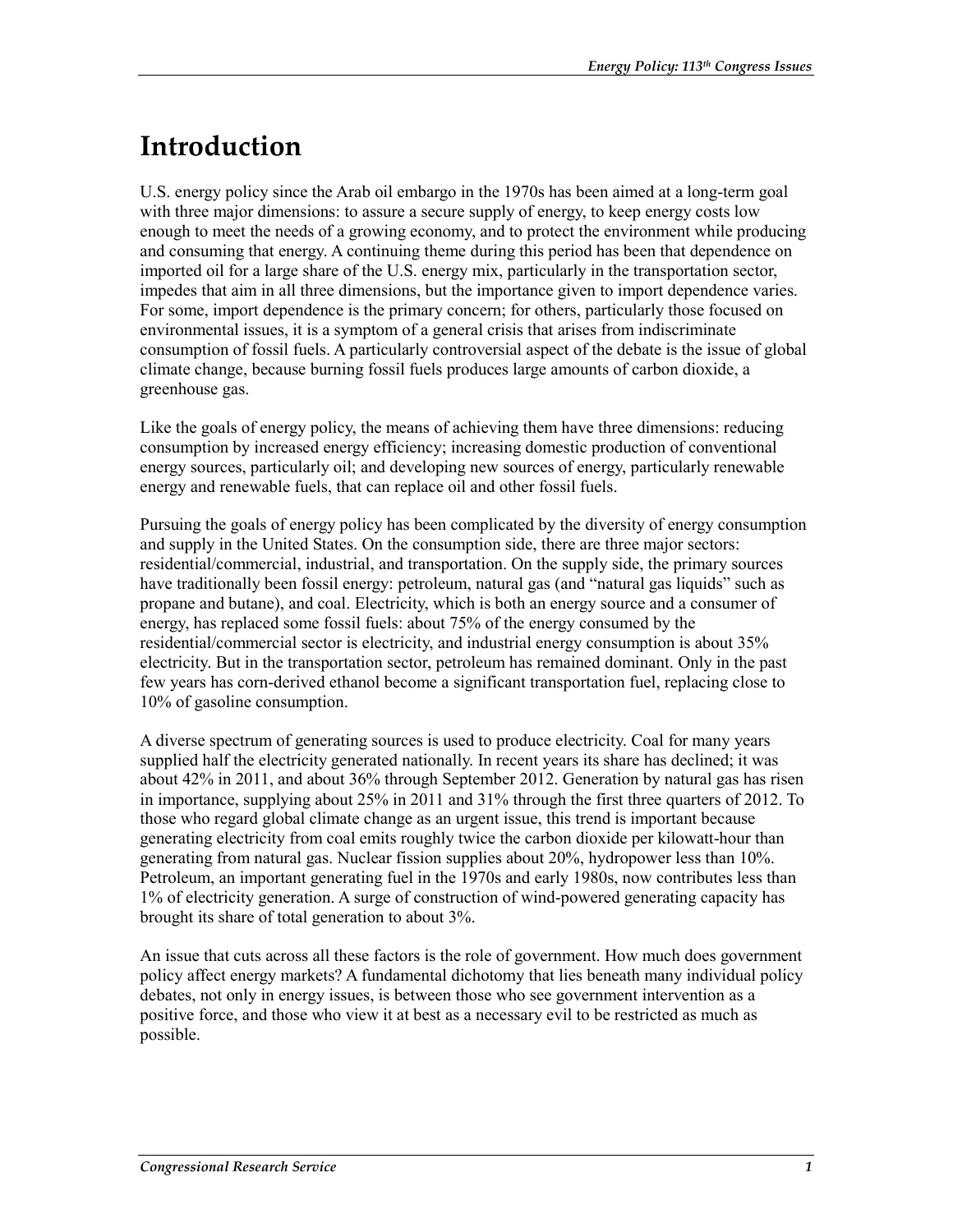# Introduction

U.S. energy policy since the Arab oil embargo in the 1970s has been aimed at a long-term goal with three major dimensions: to assure a secure supply of energy, to keep energy costs low enough to meet the needs of a growing economy, and to protect the environment while producing and consuming that energy. A continuing theme during this period has been that dependence on imported oil for a large share of the U.S. energy mix, particularly in the transportation sector, impedes that aim in all three dimensions, but the importance given to import dependence varies. For some, import dependence is the primary concern; for others, particularly those focused on environmental issues, it is a symptom of a general crisis that arises from indiscriminate consumption of fossil fuels. A particularly controversial aspect of the debate is the issue of global climate change, because burning fossil fuels produces large amounts of carbon dioxide, a greenhouse gas.

Like the goals of energy policy, the means of achieving them have three dimensions: reducing consumption by increased energy efficiency; increasing domestic production of conventional energy sources, particularly oil; and developing new sources of energy, particularly renewable energy and renewable fuels, that can replace oil and other fossil fuels.

Pursuing the goals of energy policy has been complicated by the diversity of energy consumption and supply in the United States. On the consumption side, there are three major sectors: residential/commercial, industrial, and transportation. On the supply side, the primary sources have traditionally been fossil energy: petroleum, natural gas (and "natural gas liquids" such as propane and butane), and coal. Electricity, which is both an energy source and a consumer of energy, has replaced some fossil fuels: about 75% of the energy consumed by the residential/commercial sector is electricity, and industrial energy consumption is about 35% electricity. But in the transportation sector, petroleum has remained dominant. Only in the past few years has corn-derived ethanol become a significant transportation fuel, replacing close to 10% of gasoline consumption.

A diverse spectrum of generating sources is used to produce electricity. Coal for many years supplied half the electricity generated nationally. In recent years its share has declined; it was about 42% in 2011, and about 36% through September 2012. Generation by natural gas has risen in importance, supplying about 25% in 2011 and 31% through the first three quarters of 2012. To those who regard global climate change as an urgent issue, this trend is important because generating electricity from coal emits roughly twice the carbon dioxide per kilowatt-hour than generating from natural gas. Nuclear fission supplies about 20%, hydropower less than 10%. Petroleum, an important generating fuel in the 1970s and early 1980s, now contributes less than 1% of electricity generation. A surge of construction of wind-powered generating capacity has brought its share of total generation to about 3%.

An issue that cuts across all these factors is the role of government. How much does government policy affect energy markets? A fundamental dichotomy that lies beneath many individual policy debates, not only in energy issues, is between those who see government intervention as a positive force, and those who view it at best as a necessary evil to be restricted as much as possible.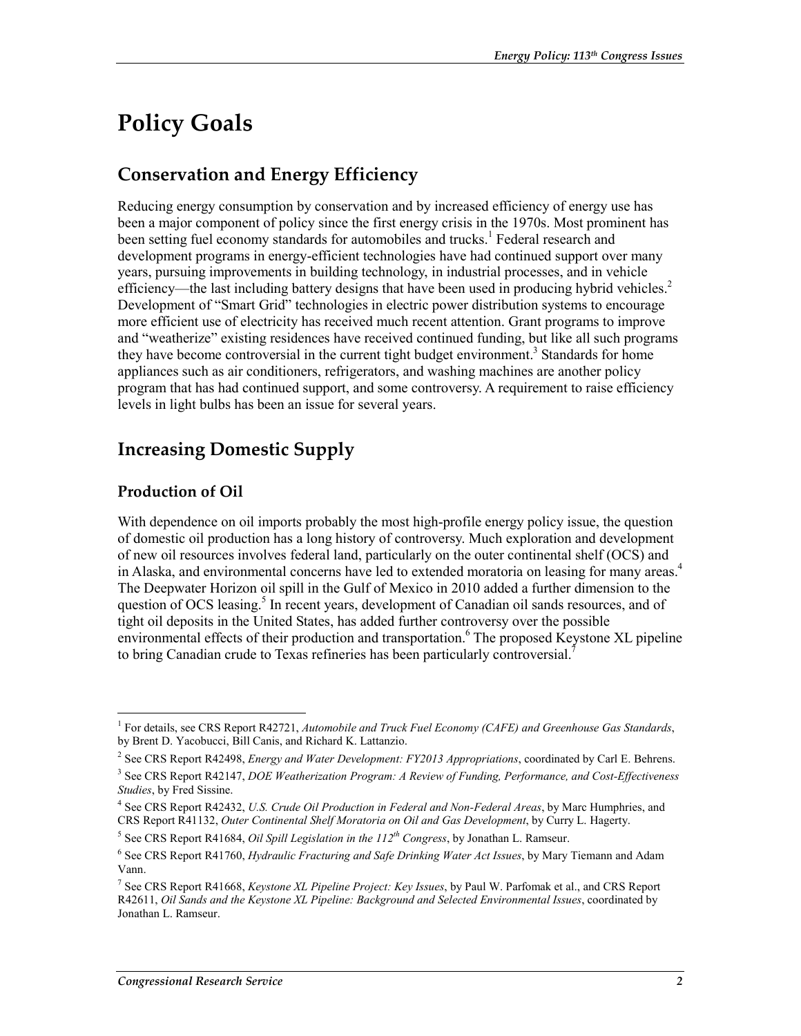# Policy Goals

## Conservation and Energy Efficiency

Reducing energy consumption by conservation and by increased efficiency of energy use has been a major component of policy since the first energy crisis in the 1970s. Most prominent has been setting fuel economy standards for automobiles and trucks.[1] Federal research and development programs in energy-efficient technologies have had continued support over many years, pursuing improvements in building technology, in industrial processes, and in vehicle efficiency—the last including battery designs that have been used in producing hybrid vehicles.[2] Development of "Smart Grid" technologies in electric power distribution systems to encourage more efficient use of electricity has received much recent attention. Grant programs to improve and "weatherize" existing residences have received continued funding, but like all such programs they have become controversial in the current tight budget environment.[3] Standards for home appliances such as air conditioners, refrigerators, and washing machines are another policy program that has had continued support, and some controversy. A requirement to raise efficiency levels in light bulbs has been an issue for several years.

## Increasing Domestic Supply

### Production of Oil

With dependence on oil imports probably the most high-profile energy policy issue, the question of domestic oil production has a long history of controversy. Much exploration and development of new oil resources involves federal land, particularly on the outer continental shelf (OCS) and in Alaska, and environmental concerns have led to extended moratoria on leasing for many areas.[4] The Deepwater Horizon oil spill in the Gulf of Mexico in 2010 added a further dimension to the question of OCS leasing.[5] In recent years, development of Canadian oil sands resources, and of tight oil deposits in the United States, has added further controversy over the possible environmental effects of their production and transportation.[6] The proposed Keystone XL pipeline to bring Canadian crude to Texas refineries has been particularly controversial.[7]

---

[1] For details, see CRS Report R42721, *Automobile and Truck Fuel Economy (CAFE) and Greenhouse Gas Standards*, by Brent D. Yacobucci, Bill Canis, and Richard K. Lattanzio.

[2] See CRS Report R42498, *Energy and Water Development: FY2013 Appropriations*, coordinated by Carl E. Behrens.

[3] See CRS Report R42147, *DOE Weatherization Program: A Review of Funding, Performance, and Cost-Effectiveness Studies*, by Fred Sissine.

[4] See CRS Report R42432, *U.S. Crude Oil Production in Federal and Non-Federal Areas*, by Marc Humphries, and CRS Report R41132, *Outer Continental Shelf Moratoria on Oil and Gas Development*, by Curry L. Hagerty.

[5] See CRS Report R41684, *Oil Spill Legislation in the 112th Congress*, by Jonathan L. Ramseur.

[6] See CRS Report R41760, *Hydraulic Fracturing and Safe Drinking Water Act Issues*, by Mary Tiemann and Adam Vann.

[7] See CRS Report R41668, *Keystone XL Pipeline Project: Key Issues*, by Paul W. Parfomak et al., and CRS Report R42611, *Oil Sands and the Keystone XL Pipeline: Background and Selected Environmental Issues*, coordinated by Jonathan L. Ramseur.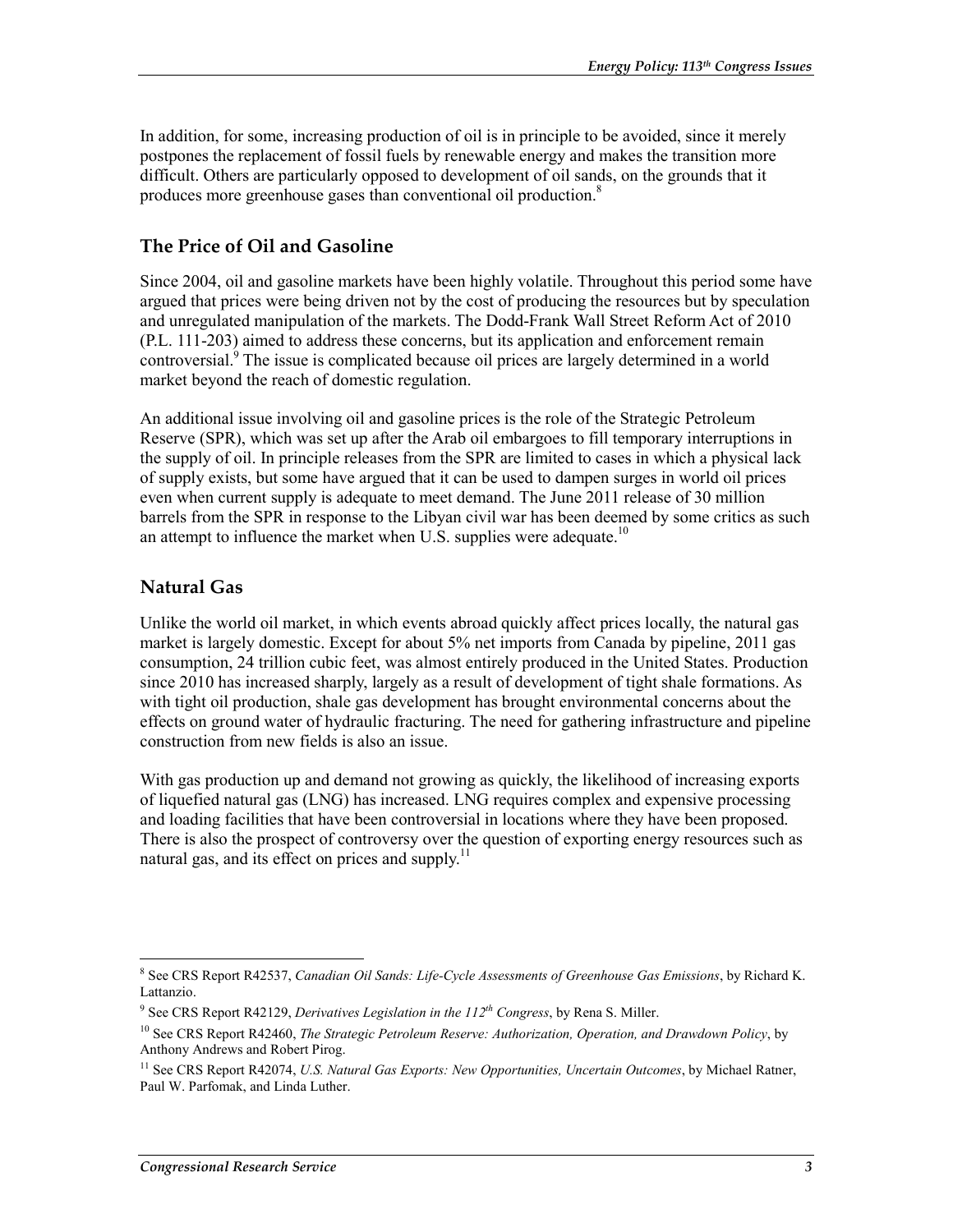In addition, for some, increasing production of oil is in principle to be avoided, since it merely postpones the replacement of fossil fuels by renewable energy and makes the transition more difficult. Others are particularly opposed to development of oil sands, on the grounds that it produces more greenhouse gases than conventional oil production.[8]

## The Price of Oil and Gasoline

Since 2004, oil and gasoline markets have been highly volatile. Throughout this period some have argued that prices were being driven not by the cost of producing the resources but by speculation and unregulated manipulation of the markets. The Dodd-Frank Wall Street Reform Act of 2010 (P.L. 111-203) aimed to address these concerns, but its application and enforcement remain controversial.[9] The issue is complicated because oil prices are largely determined in a world market beyond the reach of domestic regulation.

An additional issue involving oil and gasoline prices is the role of the Strategic Petroleum Reserve (SPR), which was set up after the Arab oil embargoes to fill temporary interruptions in the supply of oil. In principle releases from the SPR are limited to cases in which a physical lack of supply exists, but some have argued that it can be used to dampen surges in world oil prices even when current supply is adequate to meet demand. The June 2011 release of 30 million barrels from the SPR in response to the Libyan civil war has been deemed by some critics as such an attempt to influence the market when U.S. supplies were adequate.[10]

## Natural Gas

Unlike the world oil market, in which events abroad quickly affect prices locally, the natural gas market is largely domestic. Except for about 5% net imports from Canada by pipeline, 2011 gas consumption, 24 trillion cubic feet, was almost entirely produced in the United States. Production since 2010 has increased sharply, largely as a result of development of tight shale formations. As with tight oil production, shale gas development has brought environmental concerns about the effects on ground water of hydraulic fracturing. The need for gathering infrastructure and pipeline construction from new fields is also an issue.

With gas production up and demand not growing as quickly, the likelihood of increasing exports of liquefied natural gas (LNG) has increased. LNG requires complex and expensive processing and loading facilities that have been controversial in locations where they have been proposed. There is also the prospect of controversy over the question of exporting energy resources such as natural gas, and its effect on prices and supply.[11]

---

[8] See CRS Report R42537, *Canadian Oil Sands: Life-Cycle Assessments of Greenhouse Gas Emissions*, by Richard K. Lattanzio.

[9] See CRS Report R42129, *Derivatives Legislation in the 112th Congress*, by Rena S. Miller.

[10] See CRS Report R42460, *The Strategic Petroleum Reserve: Authorization, Operation, and Drawdown Policy*, by Anthony Andrews and Robert Pirog.

[11] See CRS Report R42074, *U.S. Natural Gas Exports: New Opportunities, Uncertain Outcomes*, by Michael Ratner, Paul W. Parfomak, and Linda Luther.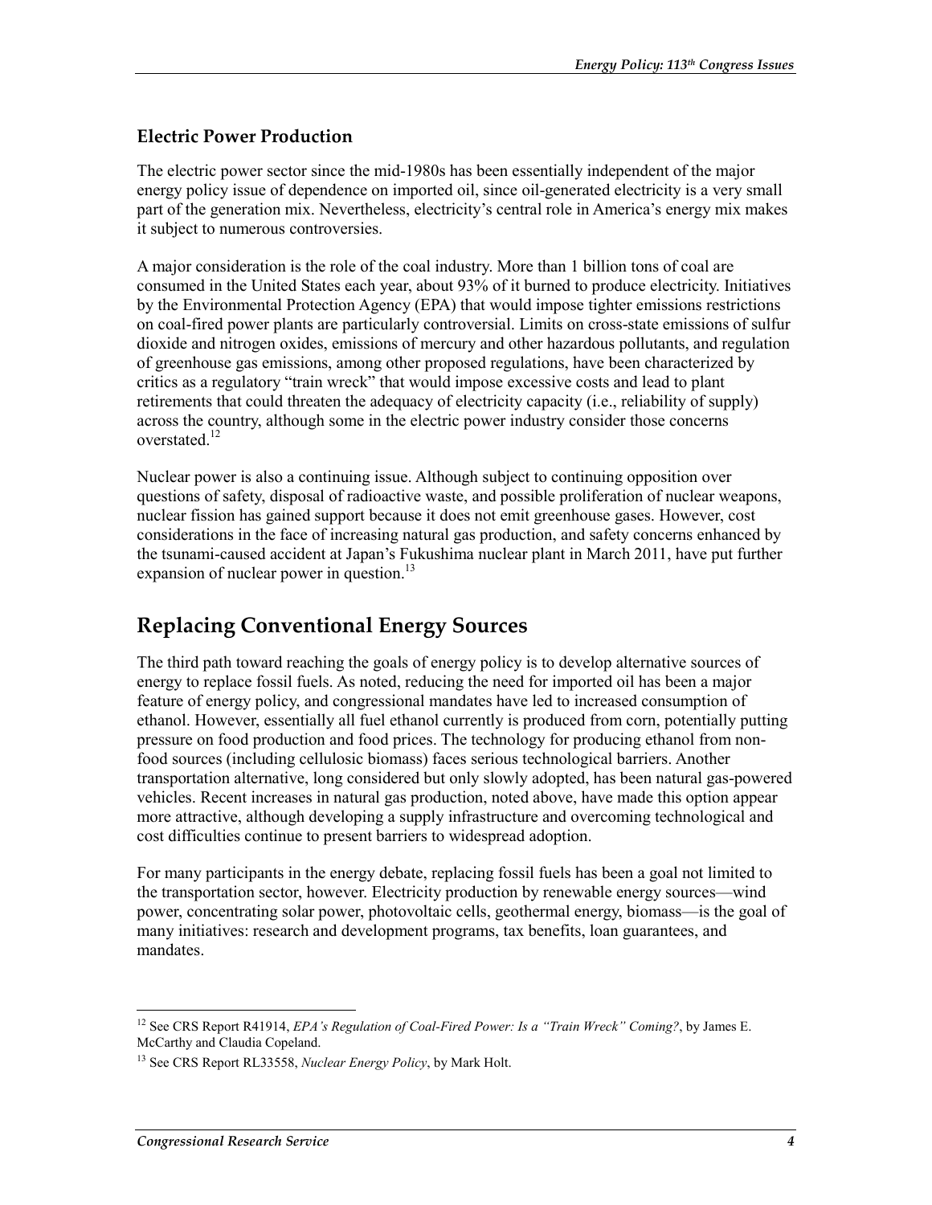### Electric Power Production

The electric power sector since the mid-1980s has been essentially independent of the major energy policy issue of dependence on imported oil, since oil-generated electricity is a very small part of the generation mix. Nevertheless, electricity's central role in America's energy mix makes it subject to numerous controversies.

A major consideration is the role of the coal industry. More than 1 billion tons of coal are consumed in the United States each year, about 93% of it burned to produce electricity. Initiatives by the Environmental Protection Agency (EPA) that would impose tighter emissions restrictions on coal-fired power plants are particularly controversial. Limits on cross-state emissions of sulfur dioxide and nitrogen oxides, emissions of mercury and other hazardous pollutants, and regulation of greenhouse gas emissions, among other proposed regulations, have been characterized by critics as a regulatory "train wreck" that would impose excessive costs and lead to plant retirements that could threaten the adequacy of electricity capacity (i.e., reliability of supply) across the country, although some in the electric power industry consider those concerns overstated.[12]

Nuclear power is also a continuing issue. Although subject to continuing opposition over questions of safety, disposal of radioactive waste, and possible proliferation of nuclear weapons, nuclear fission has gained support because it does not emit greenhouse gases. However, cost considerations in the face of increasing natural gas production, and safety concerns enhanced by the tsunami-caused accident at Japan's Fukushima nuclear plant in March 2011, have put further expansion of nuclear power in question.[13]

## Replacing Conventional Energy Sources

The third path toward reaching the goals of energy policy is to develop alternative sources of energy to replace fossil fuels. As noted, reducing the need for imported oil has been a major feature of energy policy, and congressional mandates have led to increased consumption of ethanol. However, essentially all fuel ethanol currently is produced from corn, potentially putting pressure on food production and food prices. The technology for producing ethanol from non-food sources (including cellulosic biomass) faces serious technological barriers. Another transportation alternative, long considered but only slowly adopted, has been natural gas-powered vehicles. Recent increases in natural gas production, noted above, have made this option appear more attractive, although developing a supply infrastructure and overcoming technological and cost difficulties continue to present barriers to widespread adoption.

For many participants in the energy debate, replacing fossil fuels has been a goal not limited to the transportation sector, however. Electricity production by renewable energy sources—wind power, concentrating solar power, photovoltaic cells, geothermal energy, biomass—is the goal of many initiatives: research and development programs, tax benefits, loan guarantees, and mandates.

---

[12] See CRS Report R41914, *EPA's Regulation of Coal-Fired Power: Is a "Train Wreck" Coming?*, by James E. McCarthy and Claudia Copeland.

[13] See CRS Report RL33558, *Nuclear Energy Policy*, by Mark Holt.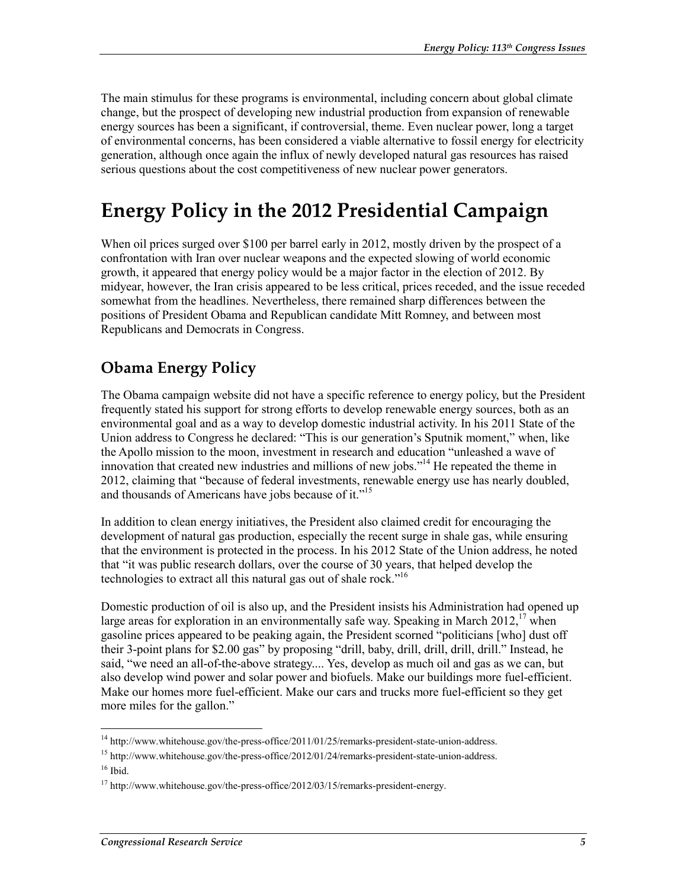The main stimulus for these programs is environmental, including concern about global climate change, but the prospect of developing new industrial production from expansion of renewable energy sources has been a significant, if controversial, theme. Even nuclear power, long a target of environmental concerns, has been considered a viable alternative to fossil energy for electricity generation, although once again the influx of newly developed natural gas resources has raised serious questions about the cost competitiveness of new nuclear power generators.

# Energy Policy in the 2012 Presidential Campaign

When oil prices surged over $100 per barrel early in 2012, mostly driven by the prospect of a confrontation with Iran over nuclear weapons and the expected slowing of world economic growth, it appeared that energy policy would be a major factor in the election of 2012. By midyear, however, the Iran crisis appeared to be less critical, prices receded, and the issue receded somewhat from the headlines. Nevertheless, there remained sharp differences between the positions of President Obama and Republican candidate Mitt Romney, and between most Republicans and Democrats in Congress.

## Obama Energy Policy

The Obama campaign website did not have a specific reference to energy policy, but the President frequently stated his support for strong efforts to develop renewable energy sources, both as an environmental goal and as a way to develop domestic industrial activity. In his 2011 State of the Union address to Congress he declared: "This is our generation's Sputnik moment," when, like the Apollo mission to the moon, investment in research and education "unleashed a wave of innovation that created new industries and millions of new jobs."[14] He repeated the theme in 2012, claiming that "because of federal investments, renewable energy use has nearly doubled, and thousands of Americans have jobs because of it."[15]

In addition to clean energy initiatives, the President also claimed credit for encouraging the development of natural gas production, especially the recent surge in shale gas, while ensuring that the environment is protected in the process. In his 2012 State of the Union address, he noted that "it was public research dollars, over the course of 30 years, that helped develop the technologies to extract all this natural gas out of shale rock."[16]

Domestic production of oil is also up, and the President insists his Administration had opened up large areas for exploration in an environmentally safe way. Speaking in March 2012,[17] when gasoline prices appeared to be peaking again, the President scorned "politicians [who] dust off their 3-point plans for $2.00 gas" by proposing "drill, baby, drill, drill, drill, drill." Instead, he said, "we need an all-of-the-above strategy.... Yes, develop as much oil and gas as we can, but also develop wind power and solar power and biofuels. Make our buildings more fuel-efficient. Make our homes more fuel-efficient. Make our cars and trucks more fuel-efficient so they get more miles for the gallon."

---

[14] http://www.whitehouse.gov/the-press-office/2011/01/25/remarks-president-state-union-address.

[15] http://www.whitehouse.gov/the-press-office/2012/01/24/remarks-president-state-union-address.

[16] Ibid.

[17] http://www.whitehouse.gov/the-press-office/2012/03/15/remarks-president-energy.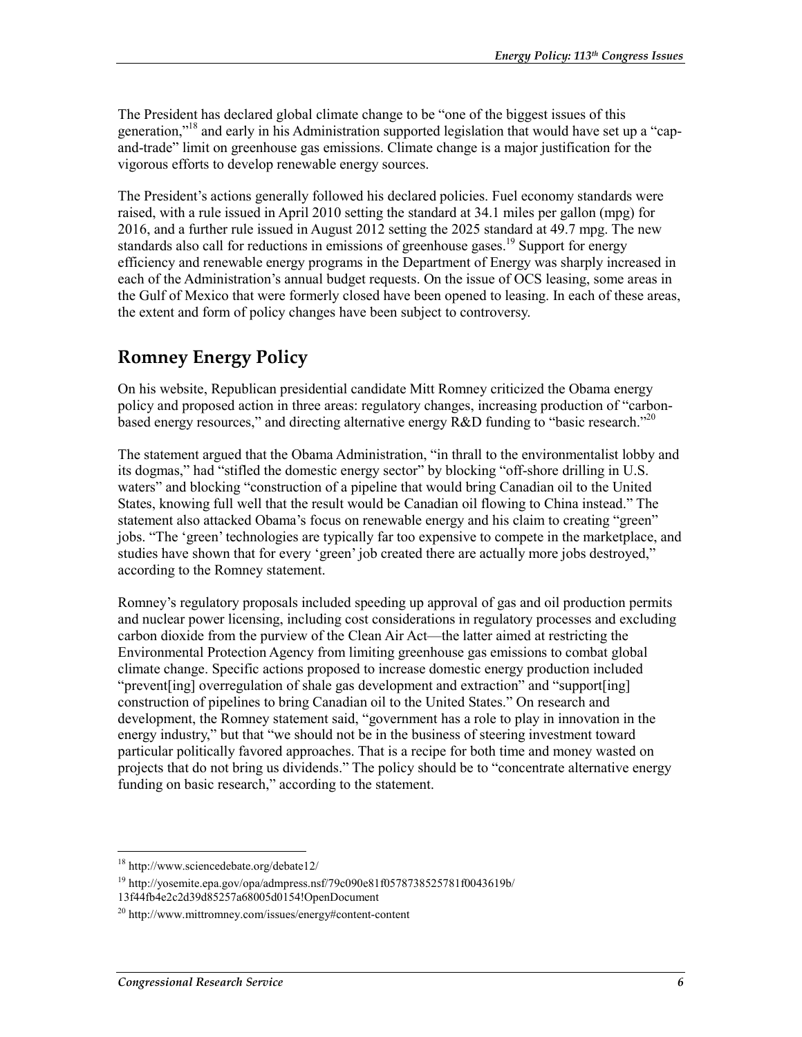The President has declared global climate change to be "one of the biggest issues of this generation,"[18] and early in his Administration supported legislation that would have set up a "cap-and-trade" limit on greenhouse gas emissions. Climate change is a major justification for the vigorous efforts to develop renewable energy sources.

The President's actions generally followed his declared policies. Fuel economy standards were raised, with a rule issued in April 2010 setting the standard at 34.1 miles per gallon (mpg) for 2016, and a further rule issued in August 2012 setting the 2025 standard at 49.7 mpg. The new standards also call for reductions in emissions of greenhouse gases.[19] Support for energy efficiency and renewable energy programs in the Department of Energy was sharply increased in each of the Administration's annual budget requests. On the issue of OCS leasing, some areas in the Gulf of Mexico that were formerly closed have been opened to leasing. In each of these areas, the extent and form of policy changes have been subject to controversy.

## Romney Energy Policy

On his website, Republican presidential candidate Mitt Romney criticized the Obama energy policy and proposed action in three areas: regulatory changes, increasing production of "carbon-based energy resources," and directing alternative energy R&D funding to "basic research."[20]

The statement argued that the Obama Administration, "in thrall to the environmentalist lobby and its dogmas," had "stifled the domestic energy sector" by blocking "off-shore drilling in U.S. waters" and blocking "construction of a pipeline that would bring Canadian oil to the United States, knowing full well that the result would be Canadian oil flowing to China instead." The statement also attacked Obama's focus on renewable energy and his claim to creating "green" jobs. "The 'green' technologies are typically far too expensive to compete in the marketplace, and studies have shown that for every 'green' job created there are actually more jobs destroyed," according to the Romney statement.

Romney's regulatory proposals included speeding up approval of gas and oil production permits and nuclear power licensing, including cost considerations in regulatory processes and excluding carbon dioxide from the purview of the Clean Air Act—the latter aimed at restricting the Environmental Protection Agency from limiting greenhouse gas emissions to combat global climate change. Specific actions proposed to increase domestic energy production included "prevent[ing] overregulation of shale gas development and extraction" and "support[ing] construction of pipelines to bring Canadian oil to the United States." On research and development, the Romney statement said, "government has a role to play in innovation in the energy industry," but that "we should not be in the business of steering investment toward particular politically favored approaches. That is a recipe for both time and money wasted on projects that do not bring us dividends." The policy should be to "concentrate alternative energy funding on basic research," according to the statement.

---

[18] http://www.sciencedebate.org/debate12/

[19] http://yosemite.epa.gov/opa/admpress.nsf/79c090e81f0578738525781f0043619b/13f44fb4e2c2d39d85257a68005d0154!OpenDocument

[20] http://www.mittromney.com/issues/energy#content-content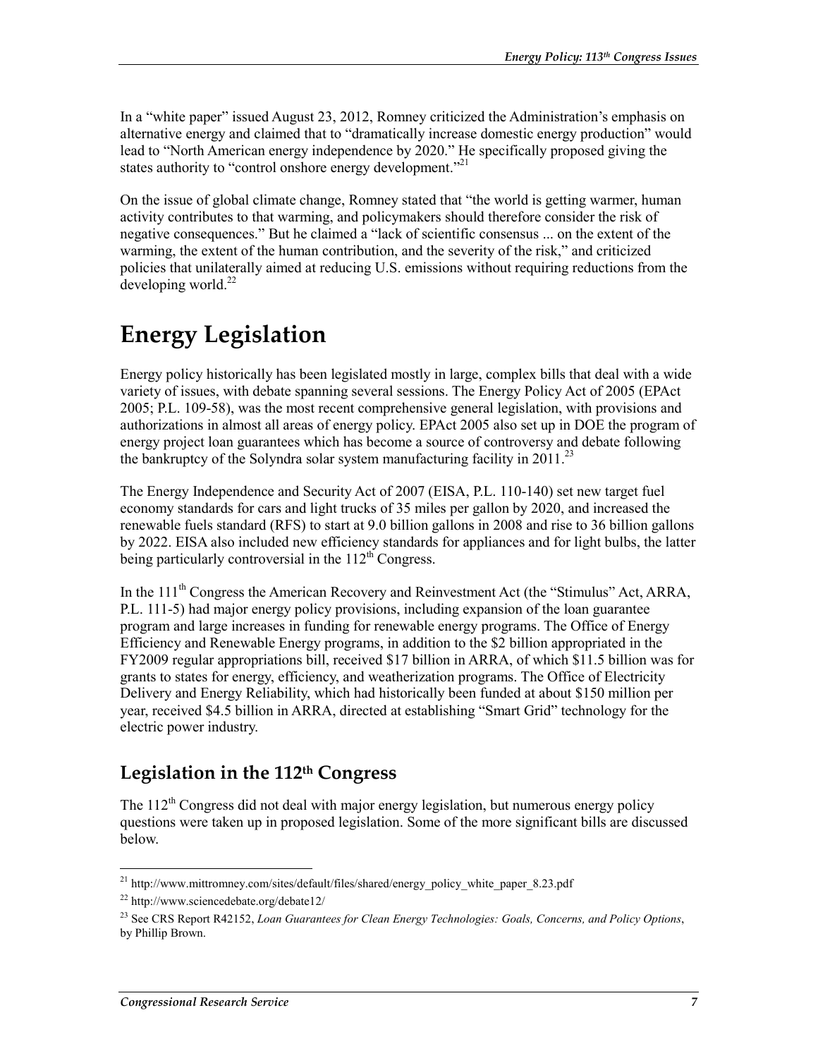In a "white paper" issued August 23, 2012, Romney criticized the Administration's emphasis on alternative energy and claimed that to "dramatically increase domestic energy production" would lead to "North American energy independence by 2020." He specifically proposed giving the states authority to "control onshore energy development."[21]

On the issue of global climate change, Romney stated that "the world is getting warmer, human activity contributes to that warming, and policymakers should therefore consider the risk of negative consequences." But he claimed a "lack of scientific consensus ... on the extent of the warming, the extent of the human contribution, and the severity of the risk," and criticized policies that unilaterally aimed at reducing U.S. emissions without requiring reductions from the developing world.[22]

# Energy Legislation

Energy policy historically has been legislated mostly in large, complex bills that deal with a wide variety of issues, with debate spanning several sessions. The Energy Policy Act of 2005 (EPAct 2005; P.L. 109-58), was the most recent comprehensive general legislation, with provisions and authorizations in almost all areas of energy policy. EPAct 2005 also set up in DOE the program of energy project loan guarantees which has become a source of controversy and debate following the bankruptcy of the Solyndra solar system manufacturing facility in 2011.[23]

The Energy Independence and Security Act of 2007 (EISA, P.L. 110-140) set new target fuel economy standards for cars and light trucks of 35 miles per gallon by 2020, and increased the renewable fuels standard (RFS) to start at 9.0 billion gallons in 2008 and rise to 36 billion gallons by 2022. EISA also included new efficiency standards for appliances and for light bulbs, the latter being particularly controversial in the 112th Congress.

In the 111th Congress the American Recovery and Reinvestment Act (the "Stimulus" Act, ARRA, P.L. 111-5) had major energy policy provisions, including expansion of the loan guarantee program and large increases in funding for renewable energy programs. The Office of Energy Efficiency and Renewable Energy programs, in addition to the $2 billion appropriated in the FY2009 regular appropriations bill, received $17 billion in ARRA, of which $11.5 billion was for grants to states for energy, efficiency, and weatherization programs. The Office of Electricity Delivery and Energy Reliability, which had historically been funded at about $150 million per year, received $4.5 billion in ARRA, directed at establishing "Smart Grid" technology for the electric power industry.

## Legislation in the 112th Congress

The 112th Congress did not deal with major energy legislation, but numerous energy policy questions were taken up in proposed legislation. Some of the more significant bills are discussed below.

---

[21] http://www.mittromney.com/sites/default/files/shared/energy_policy_white_paper_8.23.pdf

[22] http://www.sciencedebate.org/debate12/

[23] See CRS Report R42152, *Loan Guarantees for Clean Energy Technologies: Goals, Concerns, and Policy Options*, by Phillip Brown.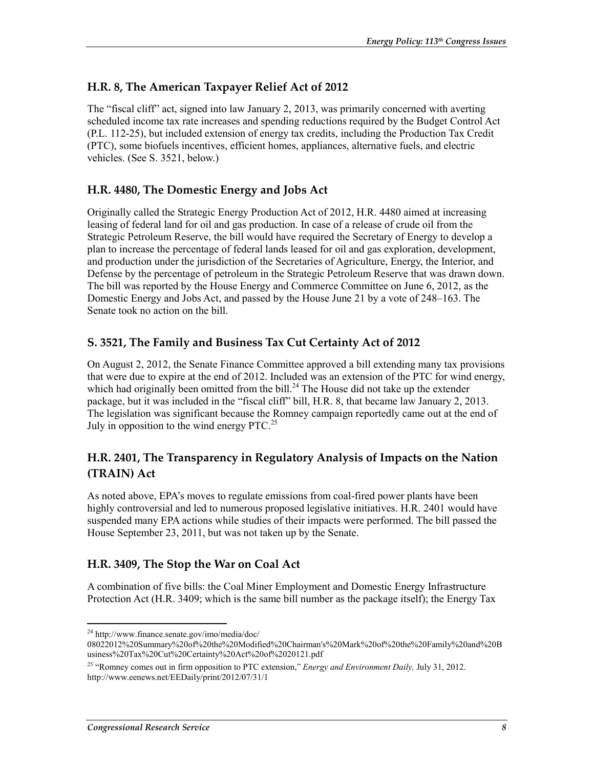### H.R. 8, The American Taxpayer Relief Act of 2012

The "fiscal cliff" act, signed into law January 2, 2013, was primarily concerned with averting scheduled income tax rate increases and spending reductions required by the Budget Control Act (P.L. 112-25), but included extension of energy tax credits, including the Production Tax Credit (PTC), some biofuels incentives, efficient homes, appliances, alternative fuels, and electric vehicles. (See S. 3521, below.)

### H.R. 4480, The Domestic Energy and Jobs Act

Originally called the Strategic Energy Production Act of 2012, H.R. 4480 aimed at increasing leasing of federal land for oil and gas production. In case of a release of crude oil from the Strategic Petroleum Reserve, the bill would have required the Secretary of Energy to develop a plan to increase the percentage of federal lands leased for oil and gas exploration, development, and production under the jurisdiction of the Secretaries of Agriculture, Energy, the Interior, and Defense by the percentage of petroleum in the Strategic Petroleum Reserve that was drawn down. The bill was reported by the House Energy and Commerce Committee on June 6, 2012, as the Domestic Energy and Jobs Act, and passed by the House June 21 by a vote of 248–163. The Senate took no action on the bill.

### S. 3521, The Family and Business Tax Cut Certainty Act of 2012

On August 2, 2012, the Senate Finance Committee approved a bill extending many tax provisions that were due to expire at the end of 2012. Included was an extension of the PTC for wind energy, which had originally been omitted from the bill.[24] The House did not take up the extender package, but it was included in the "fiscal cliff" bill, H.R. 8, that became law January 2, 2013. The legislation was significant because the Romney campaign reportedly came out at the end of July in opposition to the wind energy PTC.[25]

### H.R. 2401, The Transparency in Regulatory Analysis of Impacts on the Nation (TRAIN) Act

As noted above, EPA's moves to regulate emissions from coal-fired power plants have been highly controversial and led to numerous proposed legislative initiatives. H.R. 2401 would have suspended many EPA actions while studies of their impacts were performed. The bill passed the House September 23, 2011, but was not taken up by the Senate.

### H.R. 3409, The Stop the War on Coal Act

A combination of five bills: the Coal Miner Employment and Domestic Energy Infrastructure Protection Act (H.R. 3409; which is the same bill number as the package itself); the Energy Tax

---

[24] http://www.finance.senate.gov/imo/media/doc/08022012%20Summary%20of%20the%20Modified%20Chairman's%20Mark%20of%20the%20Family%20and%20Business%20Tax%20Cut%20Certainty%20Act%20of%2020121.pdf

[25] "Romney comes out in firm opposition to PTC extension," *Energy and Environment Daily,* July 31, 2012. http://www.eenews.net/EEDaily/print/2012/07/31/1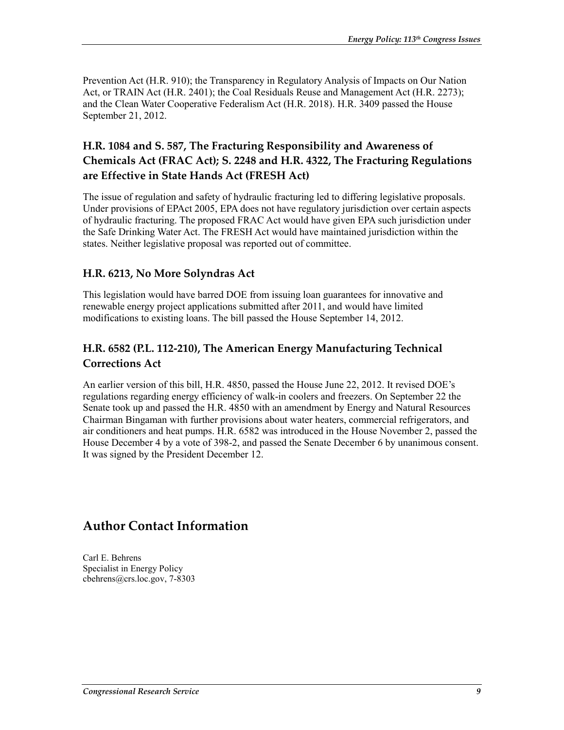Prevention Act (H.R. 910); the Transparency in Regulatory Analysis of Impacts on Our Nation Act, or TRAIN Act (H.R. 2401); the Coal Residuals Reuse and Management Act (H.R. 2273); and the Clean Water Cooperative Federalism Act (H.R. 2018). H.R. 3409 passed the House September 21, 2012.

### H.R. 1084 and S. 587, The Fracturing Responsibility and Awareness of Chemicals Act (FRAC Act); S. 2248 and H.R. 4322, The Fracturing Regulations are Effective in State Hands Act (FRESH Act)

The issue of regulation and safety of hydraulic fracturing led to differing legislative proposals. Under provisions of EPAct 2005, EPA does not have regulatory jurisdiction over certain aspects of hydraulic fracturing. The proposed FRAC Act would have given EPA such jurisdiction under the Safe Drinking Water Act. The FRESH Act would have maintained jurisdiction within the states. Neither legislative proposal was reported out of committee.

### H.R. 6213, No More Solyndras Act

This legislation would have barred DOE from issuing loan guarantees for innovative and renewable energy project applications submitted after 2011, and would have limited modifications to existing loans. The bill passed the House September 14, 2012.

### H.R. 6582 (P.L. 112-210), The American Energy Manufacturing Technical Corrections Act

An earlier version of this bill, H.R. 4850, passed the House June 22, 2012. It revised DOE's regulations regarding energy efficiency of walk-in coolers and freezers. On September 22 the Senate took up and passed the H.R. 4850 with an amendment by Energy and Natural Resources Chairman Bingaman with further provisions about water heaters, commercial refrigerators, and air conditioners and heat pumps. H.R. 6582 was introduced in the House November 2, passed the House December 4 by a vote of 398-2, and passed the Senate December 6 by unanimous consent. It was signed by the President December 12.

## Author Contact Information

Carl E. Behrens
Specialist in Energy Policy
cbehrens@crs.loc.gov, 7-8303